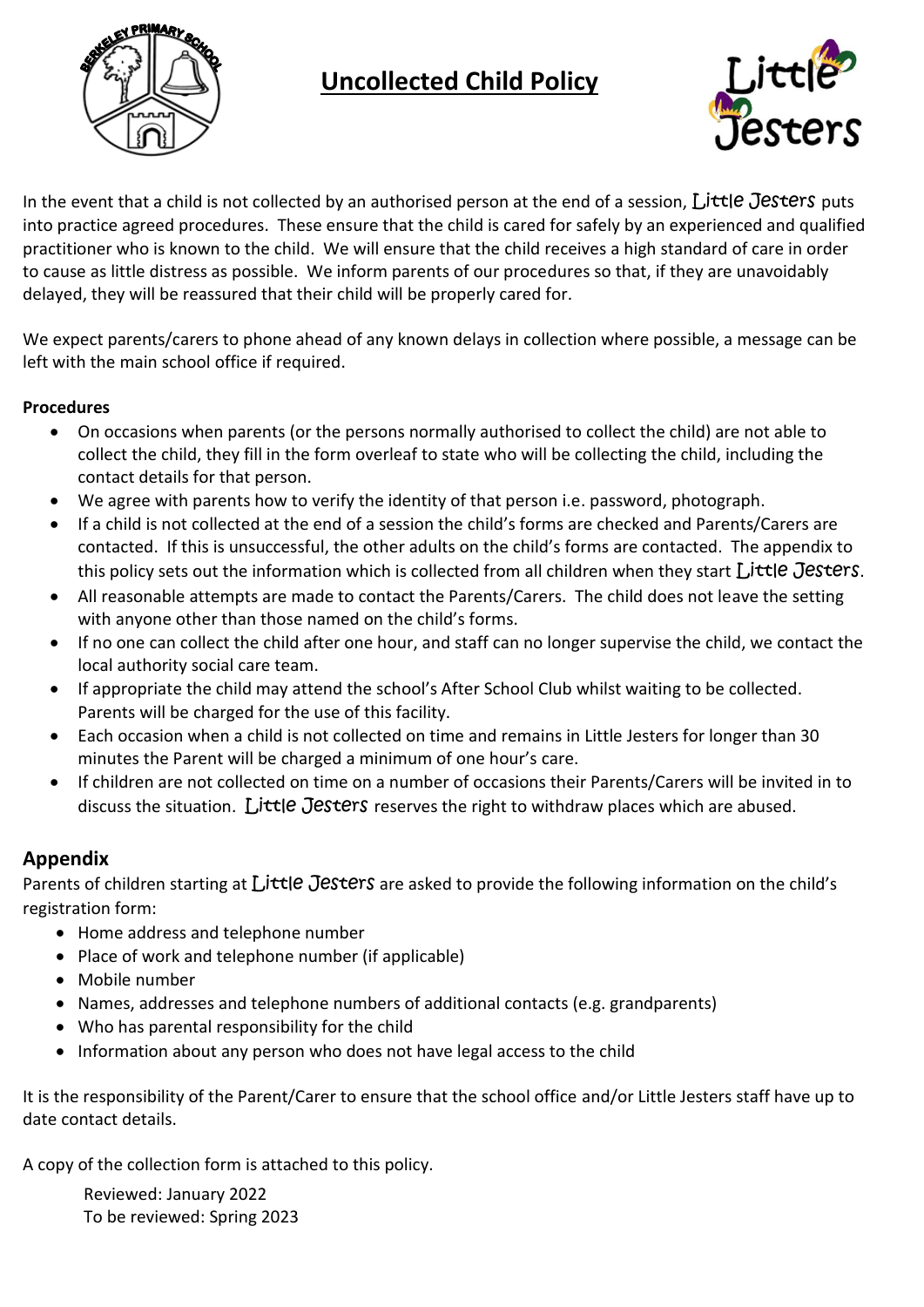# Uncollected Child Policy

In the event that a child is not collected by an authorised person at the end of a session, Little Jesters puts into practice agreed procedures. These ensure that the child is cared for safely by an experienced and qualified practitioner who is known to the child. We will ensure that the child receives a high standard of care in order to cause as little distress as possible. We inform parents of our procedures so that, if they are unavoidably delayed, they will be reassured that their child will be properly cared for.

We expect parents/carers to phone ahead of any known delays in collection where possible, a message can be left with the main school office if required.

**Procedures**

- On occasions when parents (or the persons normally authorised to collect the child) are not able to collect the child, they fill in the form overleaf to state who will be collecting the child, including the contact details for that person.
- We agree with parents how to verify the identity of that person i.e. password, photograph.
- If a child is not collected at the end of a session the child's forms are checked and Parents/Carers are contacted. If this is unsuccessful, the other adults on the child's forms are contacted. The appendix to this policy sets out the information which is collected from all children when they start Little Jesters.
- All reasonable attempts are made to contact the Parents/Carers. The child does not leave the setting with anyone other than those named on the child's forms.
- If no one can collect the child after one hour, and staff can no longer supervise the child, we contact the local authority social care team.
- If appropriate the child may attend the school's After School Club whilst waiting to be collected. Parents will be charged for the use of this facility.
- Each occasion when a child is not collected on time and remains in Little Jesters for longer than 30 minutes the Parent will be charged a minimum of one hour's care.
- If children are not collected on time on a number of occasions their Parents/Carers will be invited in to discuss the situation. Little Jesters reserves the right to withdraw places which are abused.

## Appendix

Parents of children starting at Little Jesters are asked to provide the following information on the child's registration form:

- Home address and telephone number
- Place of work and telephone number (if applicable)
- Mobile number
- Names, addresses and telephone numbers of additional contacts (e.g. grandparents)
- Who has parental responsibility for the child
- Information about any person who does not have legal access to the child

It is the responsibility of the Parent/Carer to ensure that the school office and/or Little Jesters staff have up to date contact details.

A copy of the collection form is attached to this policy.

Reviewed: January 2022
To be reviewed: Spring 2023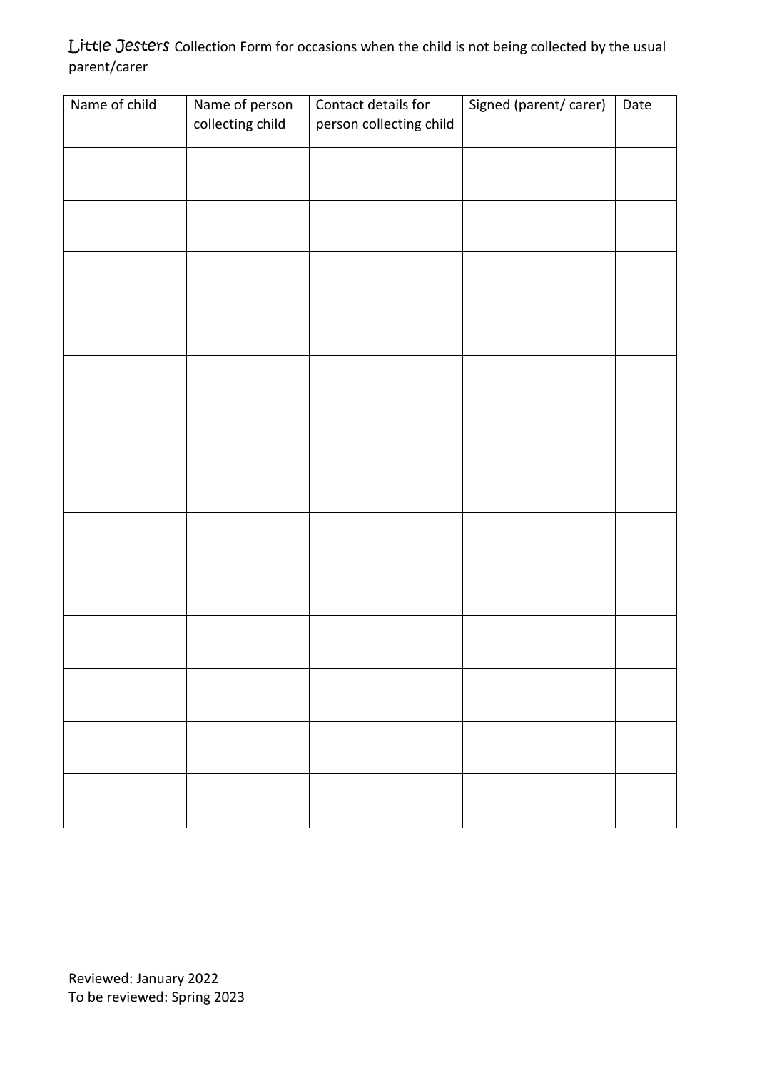Little Jesters Collection Form for occasions when the child is not being collected by the usual parent/carer

| Name of child | Name of person collecting child | Contact details for person collecting child | Signed (parent/ carer) | Date |
|---|---|---|---|---|
| | | | | |
| | | | | |
| | | | | |
| | | | | |
| | | | | |
| | | | | |
| | | | | |
| | | | | |
| | | | | |
| | | | | |
| | | | | |
| | | | | |
| | | | | |

Reviewed: January 2022
To be reviewed: Spring 2023